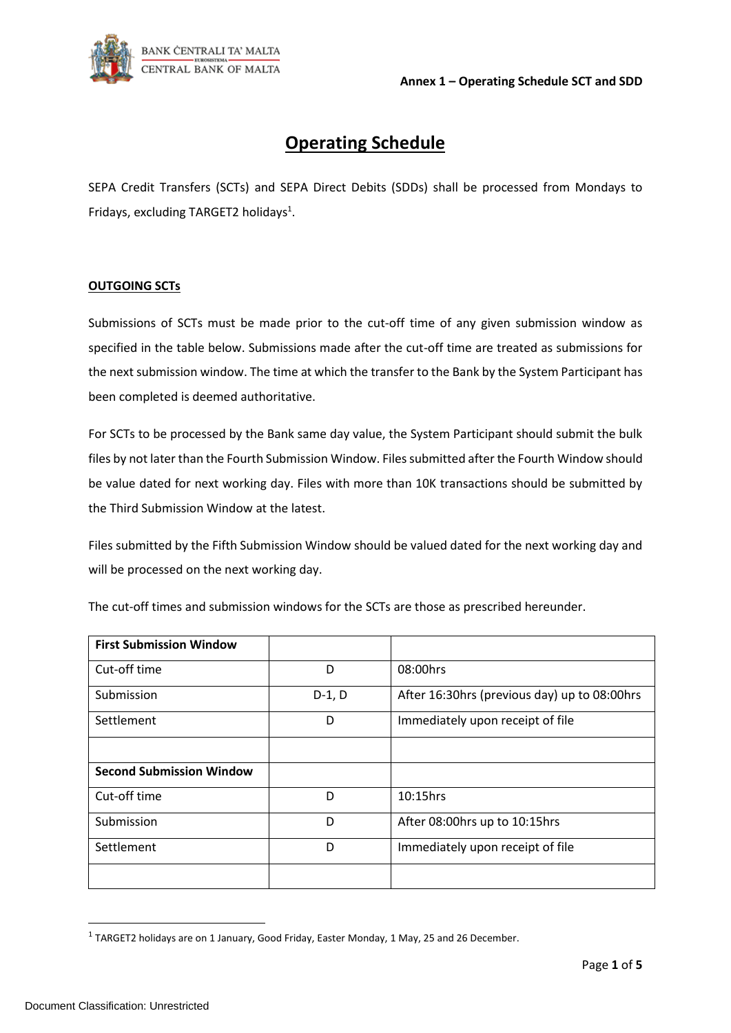**Annex 1 – Operating Schedule SCT and SDD**

# Operating Schedule

SEPA Credit Transfers (SCTs) and SEPA Direct Debits (SDDs) shall be processed from Mondays to Fridays, excluding TARGET2 holidays[1].

## OUTGOING SCTs

Submissions of SCTs must be made prior to the cut-off time of any given submission window as specified in the table below. Submissions made after the cut-off time are treated as submissions for the next submission window. The time at which the transfer to the Bank by the System Participant has been completed is deemed authoritative.

For SCTs to be processed by the Bank same day value, the System Participant should submit the bulk files by not later than the Fourth Submission Window. Files submitted after the Fourth Window should be value dated for next working day. Files with more than 10K transactions should be submitted by the Third Submission Window at the latest.

Files submitted by the Fifth Submission Window should be valued dated for the next working day and will be processed on the next working day.

The cut-off times and submission windows for the SCTs are those as prescribed hereunder.

| **First Submission Window** | | |
|---|---|---|
| Cut-off time | D | 08:00hrs |
| Submission | D-1, D | After 16:30hrs (previous day) up to 08:00hrs |
| Settlement | D | Immediately upon receipt of file |
| | | |
| **Second Submission Window** | | |
| Cut-off time | D | 10:15hrs |
| Submission | D | After 08:00hrs up to 10:15hrs |
| Settlement | D | Immediately upon receipt of file |
| | | |

[1] TARGET2 holidays are on 1 January, Good Friday, Easter Monday, 1 May, 25 and 26 December.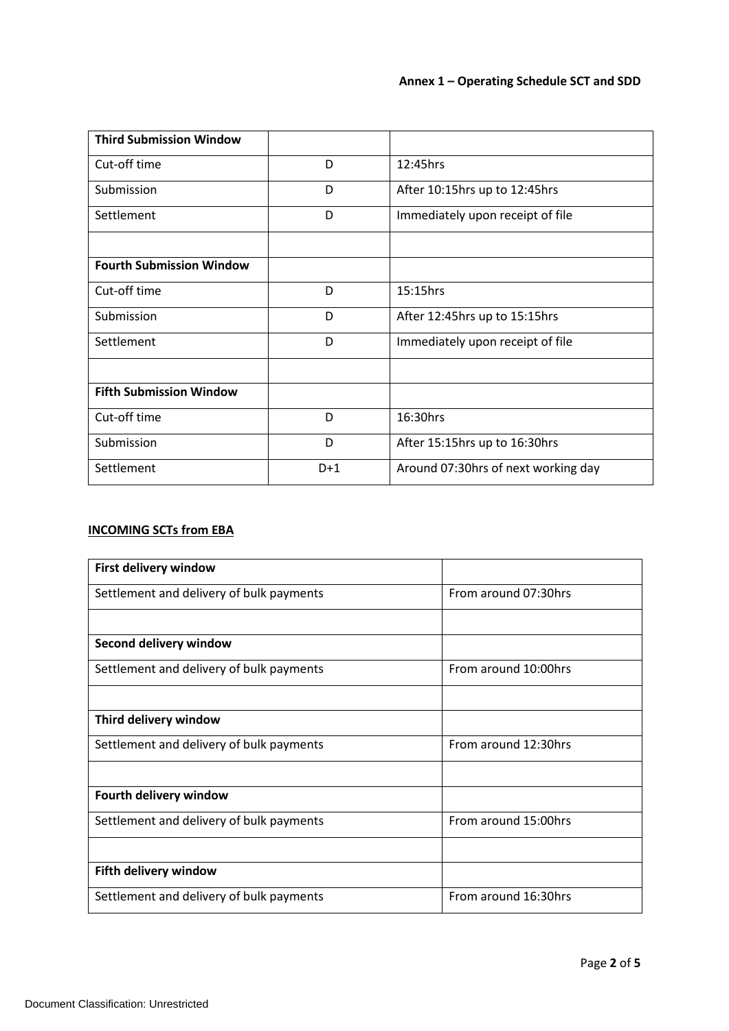| Third Submission Window | | |
|---|---|---|
| Cut-off time | D | 12:45hrs |
| Submission | D | After 10:15hrs up to 12:45hrs |
| Settlement | D | Immediately upon receipt of file |
| | | |
| **Fourth Submission Window** | | |
| Cut-off time | D | 15:15hrs |
| Submission | D | After 12:45hrs up to 15:15hrs |
| Settlement | D | Immediately upon receipt of file |
| | | |
| **Fifth Submission Window** | | |
| Cut-off time | D | 16:30hrs |
| Submission | D | After 15:15hrs up to 16:30hrs |
| Settlement | D+1 | Around 07:30hrs of next working day |

**INCOMING SCTs from EBA**

| First delivery window | |
|---|---|
| Settlement and delivery of bulk payments | From around 07:30hrs |
| | |
| **Second delivery window** | |
| Settlement and delivery of bulk payments | From around 10:00hrs |
| | |
| **Third delivery window** | |
| Settlement and delivery of bulk payments | From around 12:30hrs |
| | |
| **Fourth delivery window** | |
| Settlement and delivery of bulk payments | From around 15:00hrs |
| | |
| **Fifth delivery window** | |
| Settlement and delivery of bulk payments | From around 16:30hrs |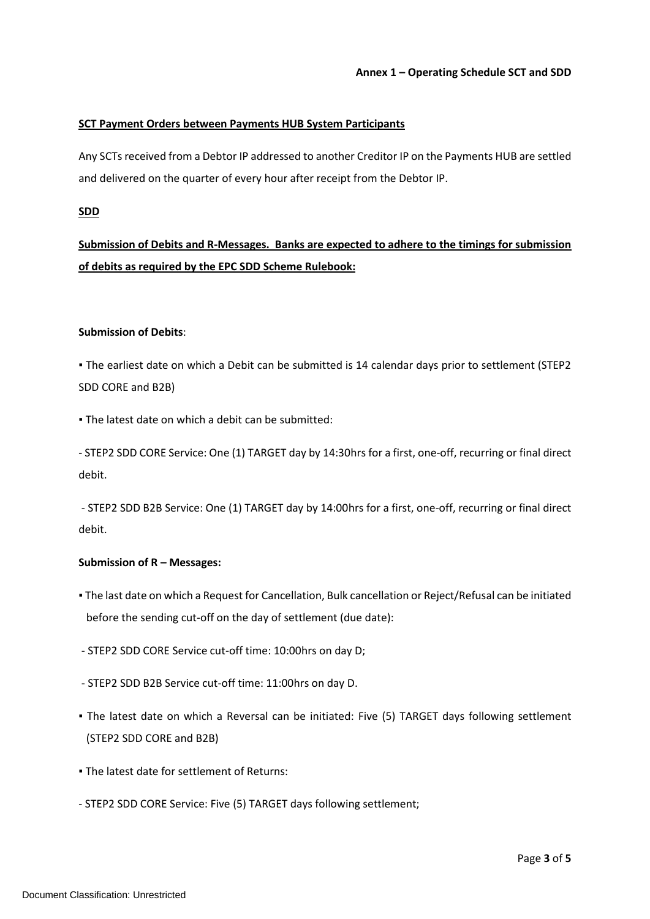**Annex 1 – Operating Schedule SCT and SDD**

**SCT Payment Orders between Payments HUB System Participants**

Any SCTs received from a Debtor IP addressed to another Creditor IP on the Payments HUB are settled and delivered on the quarter of every hour after receipt from the Debtor IP.

**SDD**

**Submission of Debits and R-Messages. Banks are expected to adhere to the timings for submission of debits as required by the EPC SDD Scheme Rulebook:**

**Submission of Debits**:

▪ The earliest date on which a Debit can be submitted is 14 calendar days prior to settlement (STEP2 SDD CORE and B2B)

▪ The latest date on which a debit can be submitted:

- STEP2 SDD CORE Service: One (1) TARGET day by 14:30hrs for a first, one-off, recurring or final direct debit.

- STEP2 SDD B2B Service: One (1) TARGET day by 14:00hrs for a first, one-off, recurring or final direct debit.

**Submission of R – Messages:**

▪ The last date on which a Request for Cancellation, Bulk cancellation or Reject/Refusal can be initiated before the sending cut-off on the day of settlement (due date):

- STEP2 SDD CORE Service cut-off time: 10:00hrs on day D;

- STEP2 SDD B2B Service cut-off time: 11:00hrs on day D.

▪ The latest date on which a Reversal can be initiated: Five (5) TARGET days following settlement (STEP2 SDD CORE and B2B)

▪ The latest date for settlement of Returns:

- STEP2 SDD CORE Service: Five (5) TARGET days following settlement;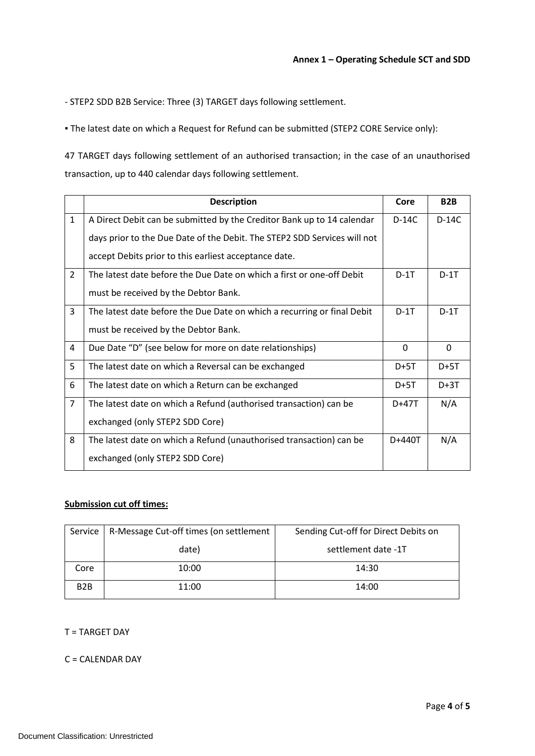- STEP2 SDD B2B Service: Three (3) TARGET days following settlement.

▪ The latest date on which a Request for Refund can be submitted (STEP2 CORE Service only):

47 TARGET days following settlement of an authorised transaction; in the case of an unauthorised transaction, up to 440 calendar days following settlement.

| | Description | Core | B2B |
|---|---|---|---|
| 1 | A Direct Debit can be submitted by the Creditor Bank up to 14 calendar days prior to the Due Date of the Debit. The STEP2 SDD Services will not accept Debits prior to this earliest acceptance date. | D-14C | D-14C |
| 2 | The latest date before the Due Date on which a first or one-off Debit must be received by the Debtor Bank. | D-1T | D-1T |
| 3 | The latest date before the Due Date on which a recurring or final Debit must be received by the Debtor Bank. | D-1T | D-1T |
| 4 | Due Date "D" (see below for more on date relationships) | 0 | 0 |
| 5 | The latest date on which a Reversal can be exchanged | D+5T | D+5T |
| 6 | The latest date on which a Return can be exchanged | D+5T | D+3T |
| 7 | The latest date on which a Refund (authorised transaction) can be exchanged (only STEP2 SDD Core) | D+47T | N/A |
| 8 | The latest date on which a Refund (unauthorised transaction) can be exchanged (only STEP2 SDD Core) | D+440T | N/A |

**Submission cut off times:**

| Service | R-Message Cut-off times (on settlement date) | Sending Cut-off for Direct Debits on settlement date -1T |
|---|---|---|
| Core | 10:00 | 14:30 |
| B2B | 11:00 | 14:00 |

T = TARGET DAY

C = CALENDAR DAY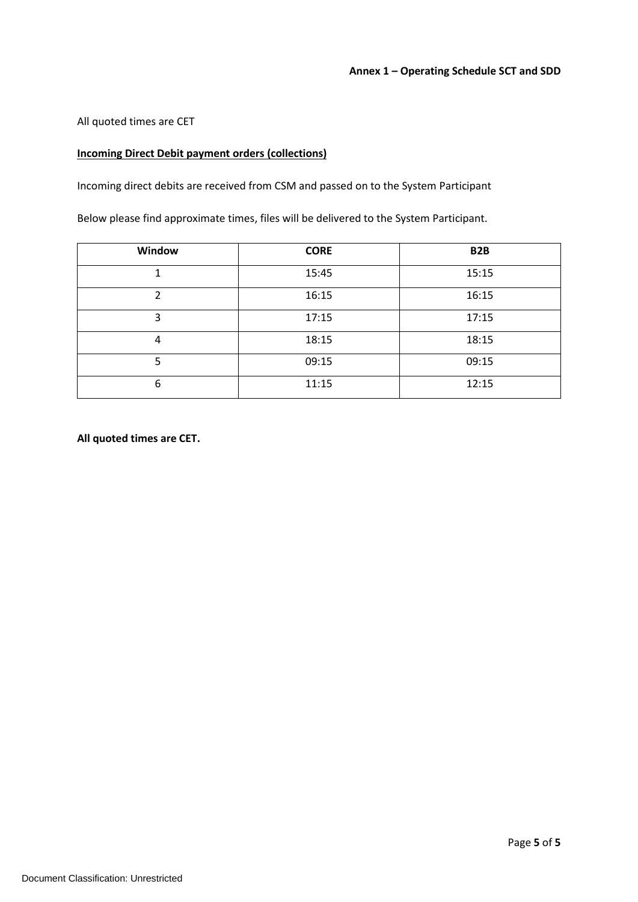**Annex 1 – Operating Schedule SCT and SDD**

All quoted times are CET

**Incoming Direct Debit payment orders (collections)**

Incoming direct debits are received from CSM and passed on to the System Participant

Below please find approximate times, files will be delivered to the System Participant.

| Window | CORE | B2B |
|---|---|---|
| 1 | 15:45 | 15:15 |
| 2 | 16:15 | 16:15 |
| 3 | 17:15 | 17:15 |
| 4 | 18:15 | 18:15 |
| 5 | 09:15 | 09:15 |
| 6 | 11:15 | 12:15 |

**All quoted times are CET.**

Document Classification: Unrestricted